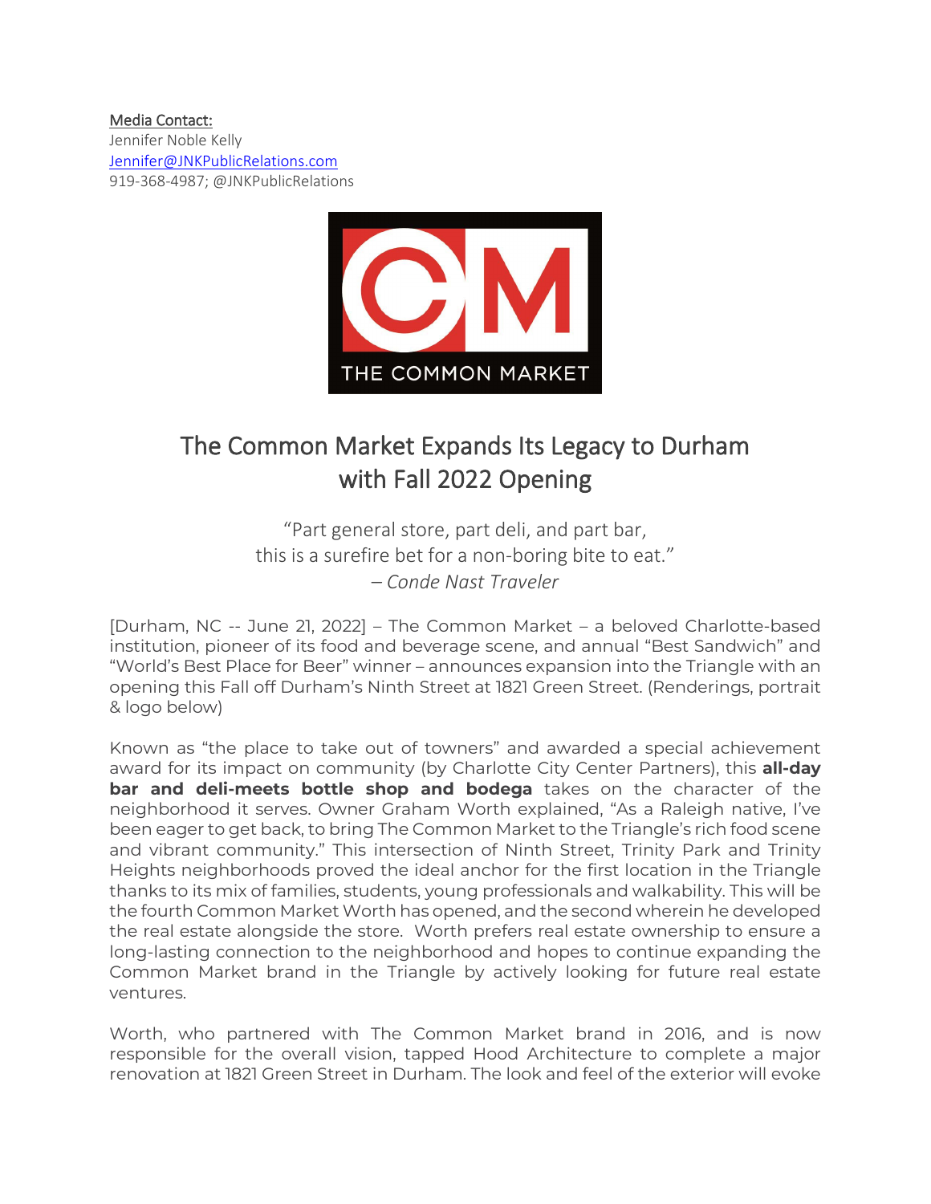Media Contact:
Jennifer Noble Kelly
Jennifer@JNKPublicRelations.com
919-368-4987; @JNKPublicRelations

THE COMMON MARKET

# The Common Market Expands Its Legacy to Durham with Fall 2022 Opening

"Part general store, part deli, and part bar,
this is a surefire bet for a non-boring bite to eat."
– *Conde Nast Traveler*

[Durham, NC -- June 21, 2022] – The Common Market – a beloved Charlotte-based institution, pioneer of its food and beverage scene, and annual "Best Sandwich" and "World's Best Place for Beer" winner – announces expansion into the Triangle with an opening this Fall off Durham's Ninth Street at 1821 Green Street. (Renderings, portrait & logo below)

Known as "the place to take out of towners" and awarded a special achievement award for its impact on community (by Charlotte City Center Partners), this **all-day bar and deli-meets bottle shop and bodega** takes on the character of the neighborhood it serves. Owner Graham Worth explained, "As a Raleigh native, I've been eager to get back, to bring The Common Market to the Triangle's rich food scene and vibrant community." This intersection of Ninth Street, Trinity Park and Trinity Heights neighborhoods proved the ideal anchor for the first location in the Triangle thanks to its mix of families, students, young professionals and walkability. This will be the fourth Common Market Worth has opened, and the second wherein he developed the real estate alongside the store. Worth prefers real estate ownership to ensure a long-lasting connection to the neighborhood and hopes to continue expanding the Common Market brand in the Triangle by actively looking for future real estate ventures.

Worth, who partnered with The Common Market brand in 2016, and is now responsible for the overall vision, tapped Hood Architecture to complete a major renovation at 1821 Green Street in Durham. The look and feel of the exterior will evoke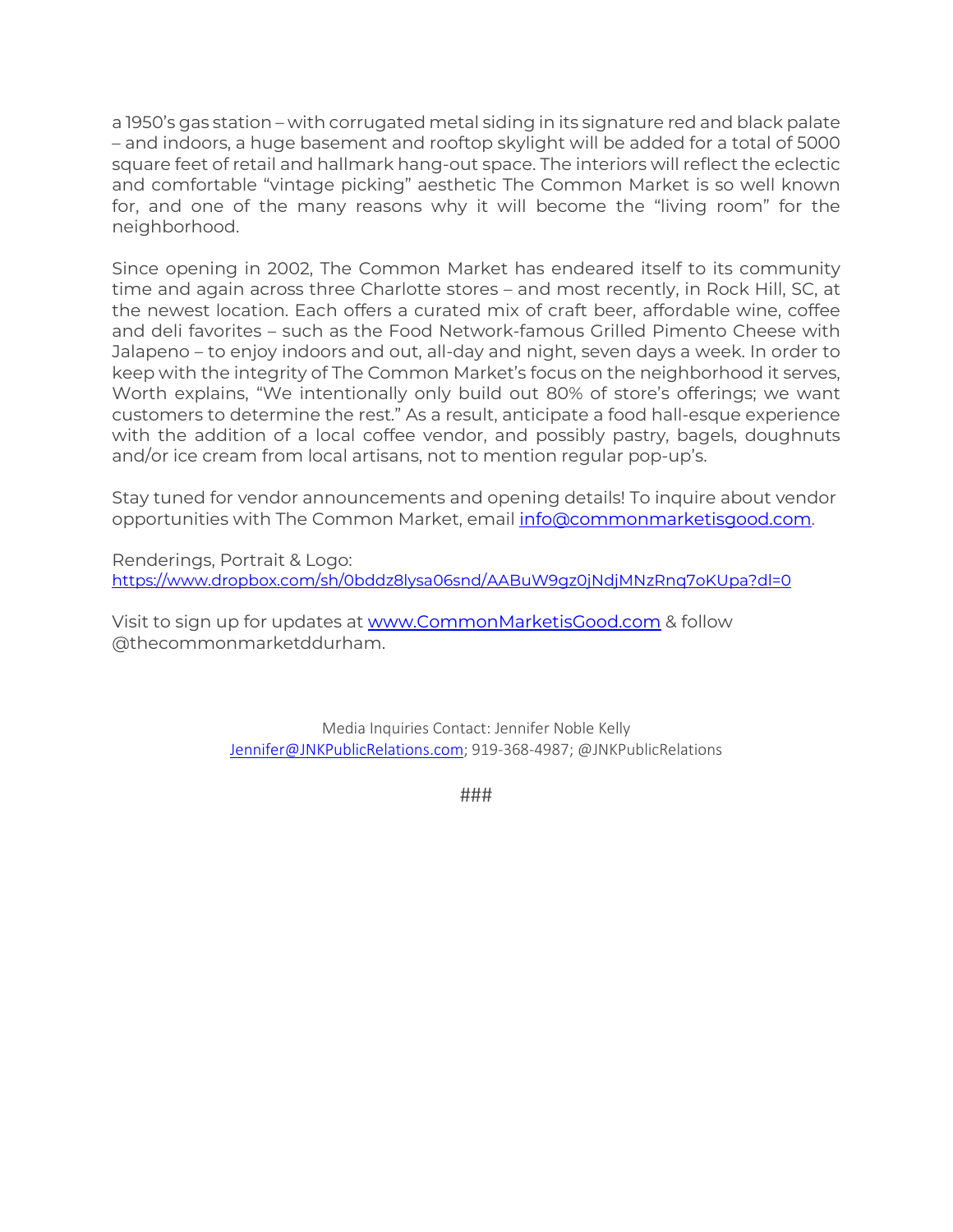a 1950's gas station – with corrugated metal siding in its signature red and black palate – and indoors, a huge basement and rooftop skylight will be added for a total of 5000 square feet of retail and hallmark hang-out space. The interiors will reflect the eclectic and comfortable "vintage picking" aesthetic The Common Market is so well known for, and one of the many reasons why it will become the "living room" for the neighborhood.

Since opening in 2002, The Common Market has endeared itself to its community time and again across three Charlotte stores – and most recently, in Rock Hill, SC, at the newest location. Each offers a curated mix of craft beer, affordable wine, coffee and deli favorites – such as the Food Network-famous Grilled Pimento Cheese with Jalapeno – to enjoy indoors and out, all-day and night, seven days a week. In order to keep with the integrity of The Common Market's focus on the neighborhood it serves, Worth explains, "We intentionally only build out 80% of store's offerings; we want customers to determine the rest." As a result, anticipate a food hall-esque experience with the addition of a local coffee vendor, and possibly pastry, bagels, doughnuts and/or ice cream from local artisans, not to mention regular pop-up's.

Stay tuned for vendor announcements and opening details! To inquire about vendor opportunities with The Common Market, email [info@commonmarketisgood.com](mailto:info@commonmarketisgood.com).

Renderings, Portrait & Logo:
[https://www.dropbox.com/sh/0bddz8lysa06snd/AABuW9gz0jNdjMNzRnq7oKUpa?dl=0](https://www.dropbox.com/sh/0bddz8lysa06snd/AABuW9gz0jNdjMNzRnq7oKUpa?dl=0)

Visit to sign up for updates at [www.CommonMarketisGood.com](http://www.CommonMarketisGood.com) & follow @thecommonmarketddurham.

Media Inquiries Contact: Jennifer Noble Kelly
[Jennifer@JNKPublicRelations.com](mailto:Jennifer@JNKPublicRelations.com); 919-368-4987; @JNKPublicRelations

###